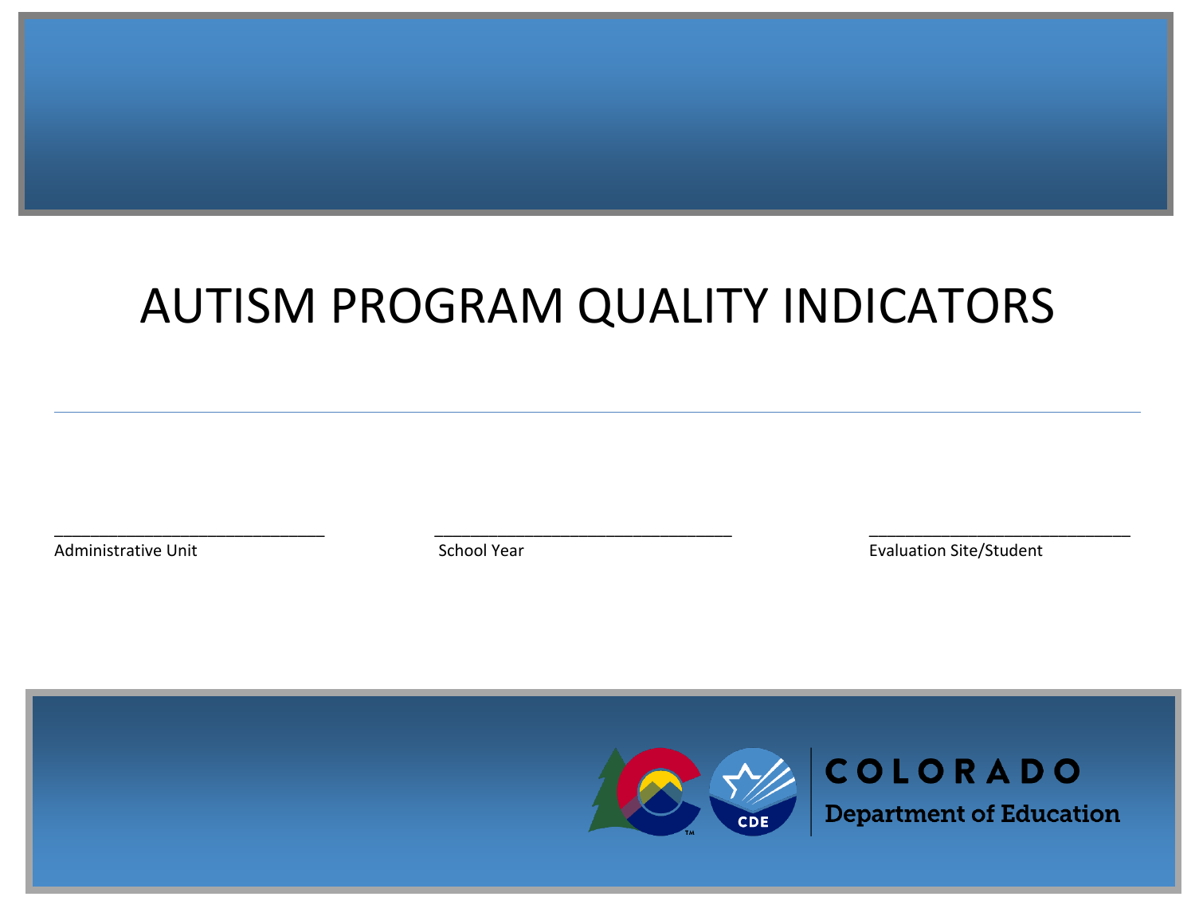# AUTISM PROGRAM QUALITY INDICATORS

---

______________________________
Administrative Unit

______________________________
School Year

______________________________
Evaluation Site/Student

COLORADO
Department of Education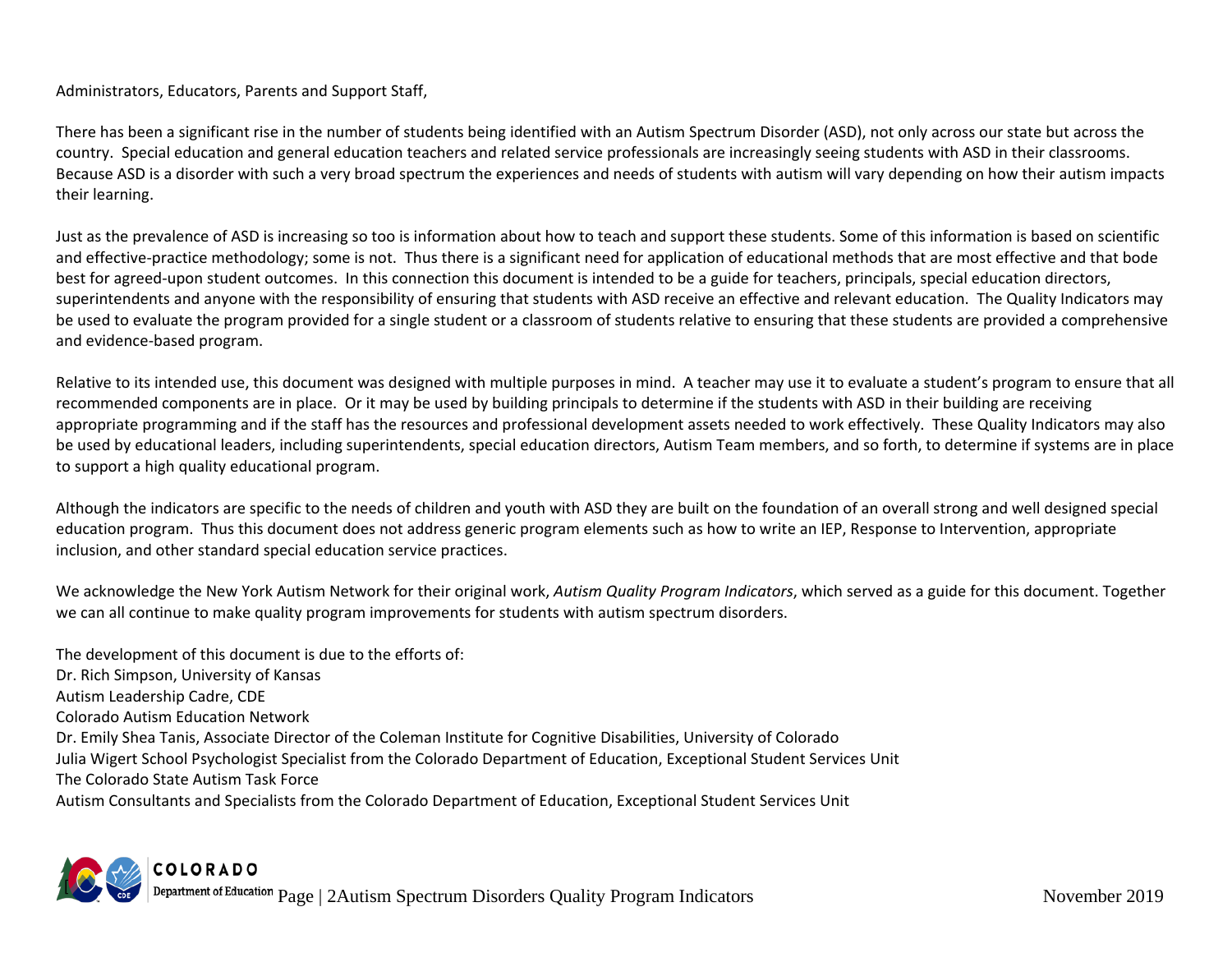Administrators, Educators, Parents and Support Staff,

There has been a significant rise in the number of students being identified with an Autism Spectrum Disorder (ASD), not only across our state but across the country. Special education and general education teachers and related service professionals are increasingly seeing students with ASD in their classrooms. Because ASD is a disorder with such a very broad spectrum the experiences and needs of students with autism will vary depending on how their autism impacts their learning.

Just as the prevalence of ASD is increasing so too is information about how to teach and support these students. Some of this information is based on scientific and effective-practice methodology; some is not. Thus there is a significant need for application of educational methods that are most effective and that bode best for agreed-upon student outcomes. In this connection this document is intended to be a guide for teachers, principals, special education directors, superintendents and anyone with the responsibility of ensuring that students with ASD receive an effective and relevant education. The Quality Indicators may be used to evaluate the program provided for a single student or a classroom of students relative to ensuring that these students are provided a comprehensive and evidence-based program.

Relative to its intended use, this document was designed with multiple purposes in mind. A teacher may use it to evaluate a student's program to ensure that all recommended components are in place. Or it may be used by building principals to determine if the students with ASD in their building are receiving appropriate programming and if the staff has the resources and professional development assets needed to work effectively. These Quality Indicators may also be used by educational leaders, including superintendents, special education directors, Autism Team members, and so forth, to determine if systems are in place to support a high quality educational program.

Although the indicators are specific to the needs of children and youth with ASD they are built on the foundation of an overall strong and well designed special education program. Thus this document does not address generic program elements such as how to write an IEP, Response to Intervention, appropriate inclusion, and other standard special education service practices.

We acknowledge the New York Autism Network for their original work, *Autism Quality Program Indicators*, which served as a guide for this document. Together we can all continue to make quality program improvements for students with autism spectrum disorders.

The development of this document is due to the efforts of:
Dr. Rich Simpson, University of Kansas
Autism Leadership Cadre, CDE
Colorado Autism Education Network
Dr. Emily Shea Tanis, Associate Director of the Coleman Institute for Cognitive Disabilities, University of Colorado
Julia Wigert School Psychologist Specialist from the Colorado Department of Education, Exceptional Student Services Unit
The Colorado State Autism Task Force
Autism Consultants and Specialists from the Colorado Department of Education, Exceptional Student Services Unit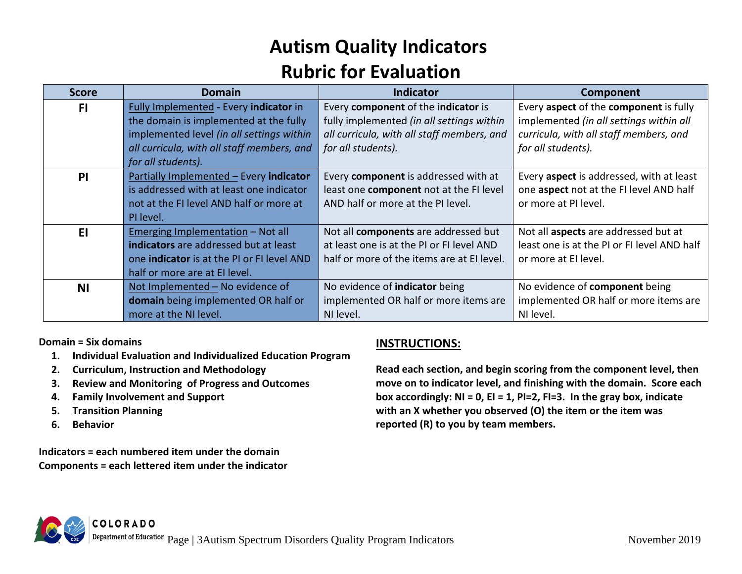# Autism Quality Indicators
# Rubric for Evaluation

| Score | Domain | Indicator | Component |
|---|---|---|---|
| FI | Fully Implemented - Every **indicator** in the domain is implemented at the fully implemented level *(in all settings within all curricula, with all staff members, and for all students).* | Every **component** of the **indicator** is fully implemented *(in all settings within all curricula, with all staff members, and for all students).* | Every **aspect** of the **component** is fully implemented *(in all settings within all curricula, with all staff members, and for all students).* |
| PI | Partially Implemented – Every **indicator** is addressed with at least one indicator not at the FI level AND half or more at PI level. | Every **component** is addressed with at least one **component** not at the FI level AND half or more at the PI level. | Every **aspect** is addressed, with at least one **aspect** not at the FI level AND half or more at PI level. |
| EI | Emerging Implementation – Not all **indicators** are addressed but at least one **indicator** is at the PI or FI level AND half or more are at EI level. | Not all **components** are addressed but at least one is at the PI or FI level AND half or more of the items are at EI level. | Not all **aspects** are addressed but at least one is at the PI or FI level AND half or more at EI level. |
| NI | Not Implemented – No evidence of **domain** being implemented OR half or more at the NI level. | No evidence of **indicator** being implemented OR half or more items are NI level. | No evidence of **component** being implemented OR half or more items are NI level. |

**Domain = Six domains**

1. **Individual Evaluation and Individualized Education Program**
2. **Curriculum, Instruction and Methodology**
3. **Review and Monitoring of Progress and Outcomes**
4. **Family Involvement and Support**
5. **Transition Planning**
6. **Behavior**

**Indicators = each numbered item under the domain**
**Components = each lettered item under the indicator**

## INSTRUCTIONS:

**Read each section, and begin scoring from the component level, then move on to indicator level, and finishing with the domain. Score each box accordingly: NI = 0, EI = 1, PI=2, FI=3. In the gray box, indicate with an X whether you observed (O) the item or the item was reported (R) to you by team members.**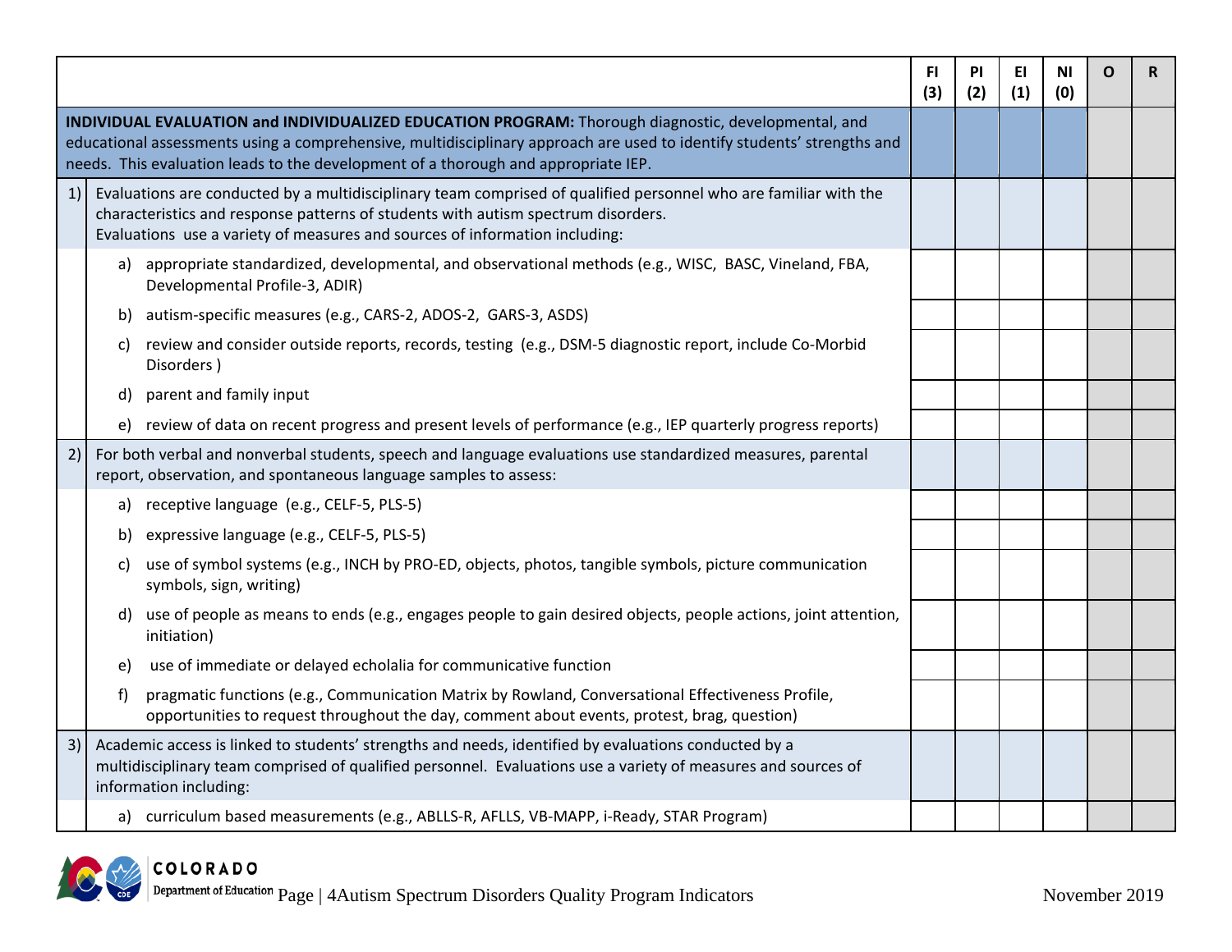| | FI (3) | PI (2) | EI (1) | NI (0) | O | R |
|---|---|---|---|---|---|---|
| **INDIVIDUAL EVALUATION and INDIVIDUALIZED EDUCATION PROGRAM:** Thorough diagnostic, developmental, and educational assessments using a comprehensive, multidisciplinary approach are used to identify students' strengths and needs. This evaluation leads to the development of a thorough and appropriate IEP. | | | | | | |
| 1) Evaluations are conducted by a multidisciplinary team comprised of qualified personnel who are familiar with the characteristics and response patterns of students with autism spectrum disorders. Evaluations use a variety of measures and sources of information including: | | | | | | |
| a) appropriate standardized, developmental, and observational methods (e.g., WISC, BASC, Vineland, FBA, Developmental Profile-3, ADIR) | | | | | | |
| b) autism-specific measures (e.g., CARS-2, ADOS-2, GARS-3, ASDS) | | | | | | |
| c) review and consider outside reports, records, testing (e.g., DSM-5 diagnostic report, include Co-Morbid Disorders ) | | | | | | |
| d) parent and family input | | | | | | |
| e) review of data on recent progress and present levels of performance (e.g., IEP quarterly progress reports) | | | | | | |
| 2) For both verbal and nonverbal students, speech and language evaluations use standardized measures, parental report, observation, and spontaneous language samples to assess: | | | | | | |
| a) receptive language (e.g., CELF-5, PLS-5) | | | | | | |
| b) expressive language (e.g., CELF-5, PLS-5) | | | | | | |
| c) use of symbol systems (e.g., INCH by PRO-ED, objects, photos, tangible symbols, picture communication symbols, sign, writing) | | | | | | |
| d) use of people as means to ends (e.g., engages people to gain desired objects, people actions, joint attention, initiation) | | | | | | |
| e) use of immediate or delayed echolalia for communicative function | | | | | | |
| f) pragmatic functions (e.g., Communication Matrix by Rowland, Conversational Effectiveness Profile, opportunities to request throughout the day, comment about events, protest, brag, question) | | | | | | |
| 3) Academic access is linked to students' strengths and needs, identified by evaluations conducted by a multidisciplinary team comprised of qualified personnel. Evaluations use a variety of measures and sources of information including: | | | | | | |
| a) curriculum based measurements (e.g., ABLLS-R, AFLLS, VB-MAPP, i-Ready, STAR Program) | | | | | | |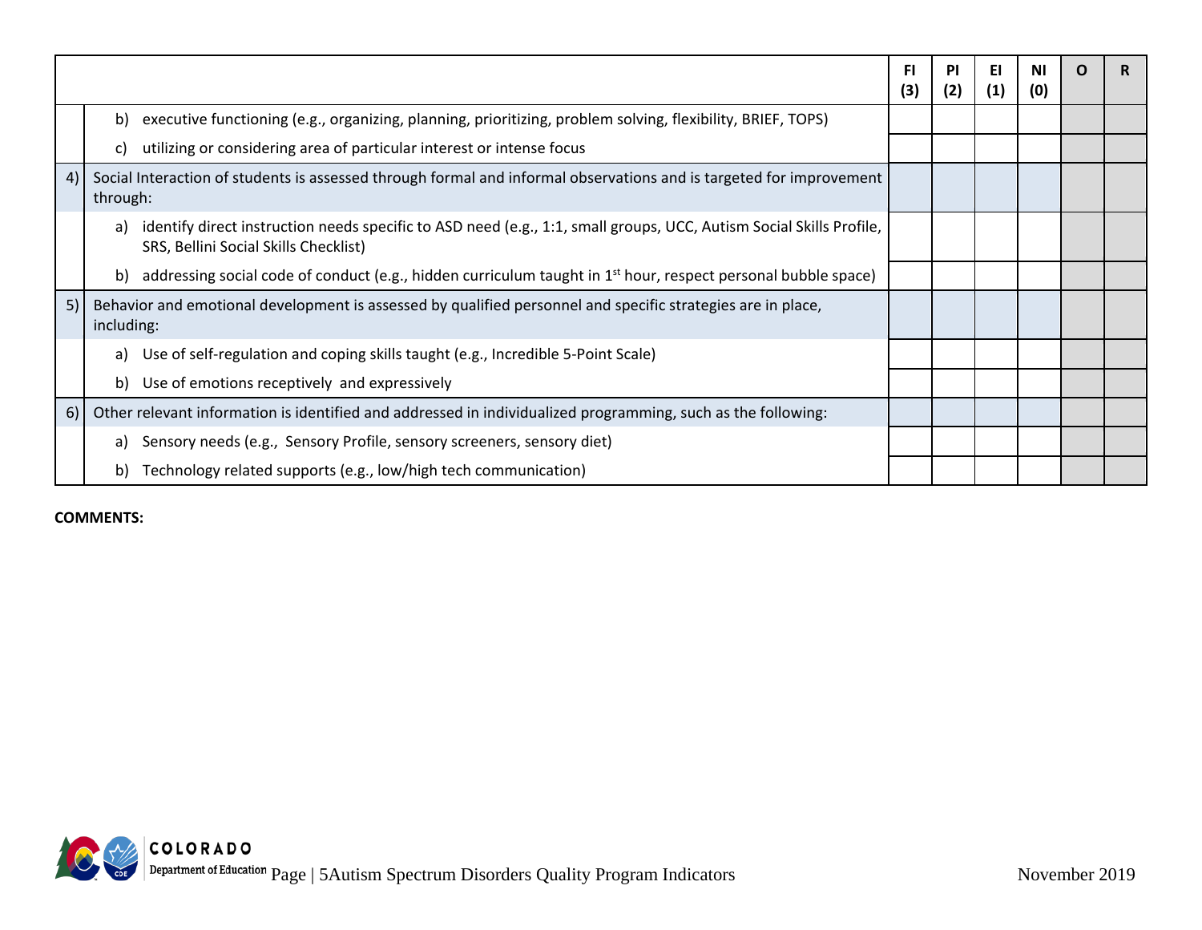| | | FI (3) | PI (2) | EI (1) | NI (0) | O | R |
|---|---|---|---|---|---|---|---|
| | b) executive functioning (e.g., organizing, planning, prioritizing, problem solving, flexibility, BRIEF, TOPS) | | | | | | |
| | c) utilizing or considering area of particular interest or intense focus | | | | | | |
| 4) | Social Interaction of students is assessed through formal and informal observations and is targeted for improvement through: | | | | | | |
| | a) identify direct instruction needs specific to ASD need (e.g., 1:1, small groups, UCC, Autism Social Skills Profile, SRS, Bellini Social Skills Checklist) | | | | | | |
| | b) addressing social code of conduct (e.g., hidden curriculum taught in 1st hour, respect personal bubble space) | | | | | | |
| 5) | Behavior and emotional development is assessed by qualified personnel and specific strategies are in place, including: | | | | | | |
| | a) Use of self-regulation and coping skills taught (e.g., Incredible 5-Point Scale) | | | | | | |
| | b) Use of emotions receptively and expressively | | | | | | |
| 6) | Other relevant information is identified and addressed in individualized programming, such as the following: | | | | | | |
| | a) Sensory needs (e.g., Sensory Profile, sensory screeners, sensory diet) | | | | | | |
| | b) Technology related supports (e.g., low/high tech communication) | | | | | | |

**COMMENTS:**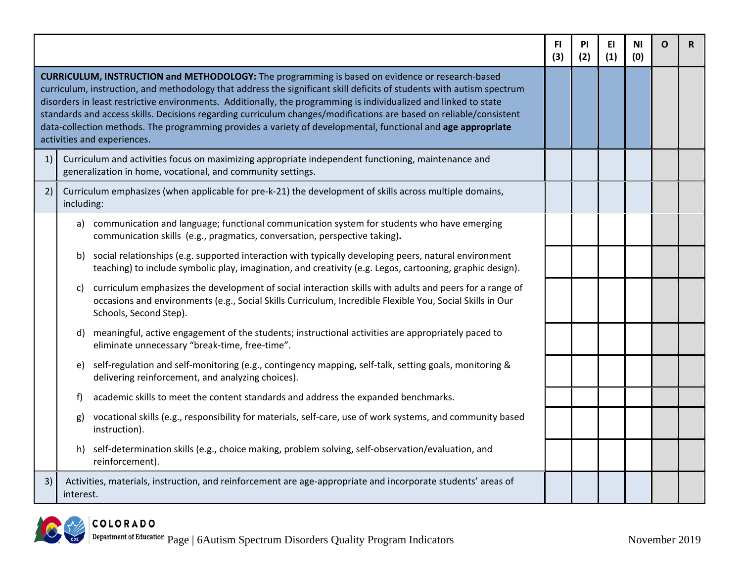| | | FI (3) | PI (2) | EI (1) | NI (0) | O | R |
|---|---|---|---|---|---|---|---|
| **CURRICULUM, INSTRUCTION and METHODOLOGY:** The programming is based on evidence or research-based curriculum, instruction, and methodology that address the significant skill deficits of students with autism spectrum disorders in least restrictive environments. Additionally, the programming is individualized and linked to state standards and access skills. Decisions regarding curriculum changes/modifications are based on reliable/consistent data-collection methods. The programming provides a variety of developmental, functional and **age appropriate** activities and experiences. | | | | | | | |
| 1) | Curriculum and activities focus on maximizing appropriate independent functioning, maintenance and generalization in home, vocational, and community settings. | | | | | | |
| 2) | Curriculum emphasizes (when applicable for pre-k-21) the development of skills across multiple domains, including: | | | | | | |
| | a) communication and language; functional communication system for students who have emerging communication skills (e.g., pragmatics, conversation, perspective taking)**.** | | | | | | |
| | b) social relationships (e.g. supported interaction with typically developing peers, natural environment teaching) to include symbolic play, imagination, and creativity (e.g. Legos, cartooning, graphic design). | | | | | | |
| | c) curriculum emphasizes the development of social interaction skills with adults and peers for a range of occasions and environments (e.g., Social Skills Curriculum, Incredible Flexible You, Social Skills in Our Schools, Second Step). | | | | | | |
| | d) meaningful, active engagement of the students; instructional activities are appropriately paced to eliminate unnecessary "break-time, free-time". | | | | | | |
| | e) self-regulation and self-monitoring (e.g., contingency mapping, self-talk, setting goals, monitoring & delivering reinforcement, and analyzing choices). | | | | | | |
| | f) academic skills to meet the content standards and address the expanded benchmarks. | | | | | | |
| | g) vocational skills (e.g., responsibility for materials, self-care, use of work systems, and community based instruction). | | | | | | |
| | h) self-determination skills (e.g., choice making, problem solving, self-observation/evaluation, and reinforcement). | | | | | | |
| 3) | Activities, materials, instruction, and reinforcement are age-appropriate and incorporate students' areas of interest. | | | | | | |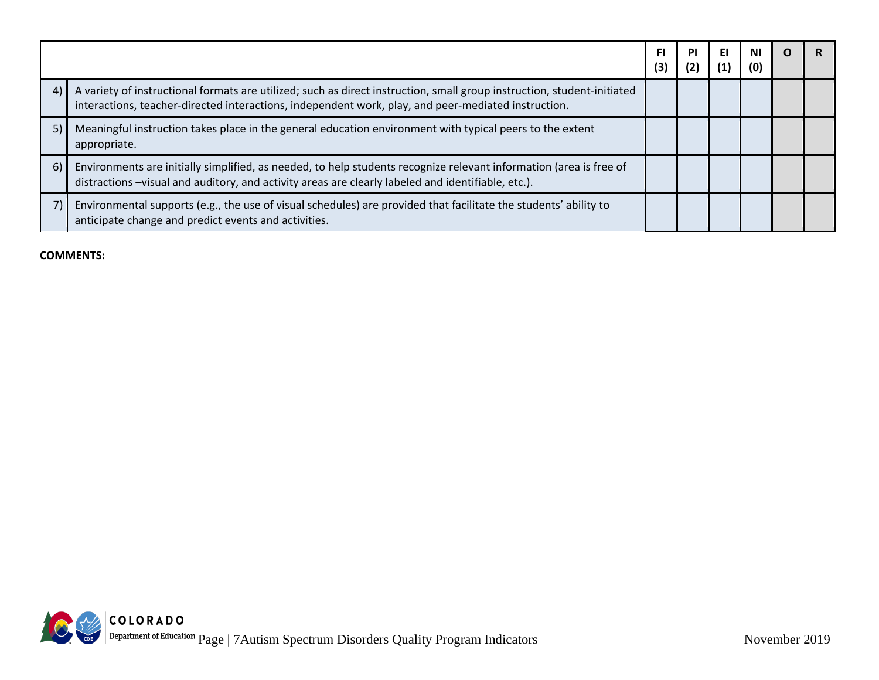| | | FI (3) | PI (2) | EI (1) | NI (0) | O | R |
|---|---|---|---|---|---|---|---|
| 4) | A variety of instructional formats are utilized; such as direct instruction, small group instruction, student-initiated interactions, teacher-directed interactions, independent work, play, and peer-mediated instruction. | | | | | | |
| 5) | Meaningful instruction takes place in the general education environment with typical peers to the extent appropriate. | | | | | | |
| 6) | Environments are initially simplified, as needed, to help students recognize relevant information (area is free of distractions –visual and auditory, and activity areas are clearly labeled and identifiable, etc.). | | | | | | |
| 7) | Environmental supports (e.g., the use of visual schedules) are provided that facilitate the students' ability to anticipate change and predict events and activities. | | | | | | |

**COMMENTS:**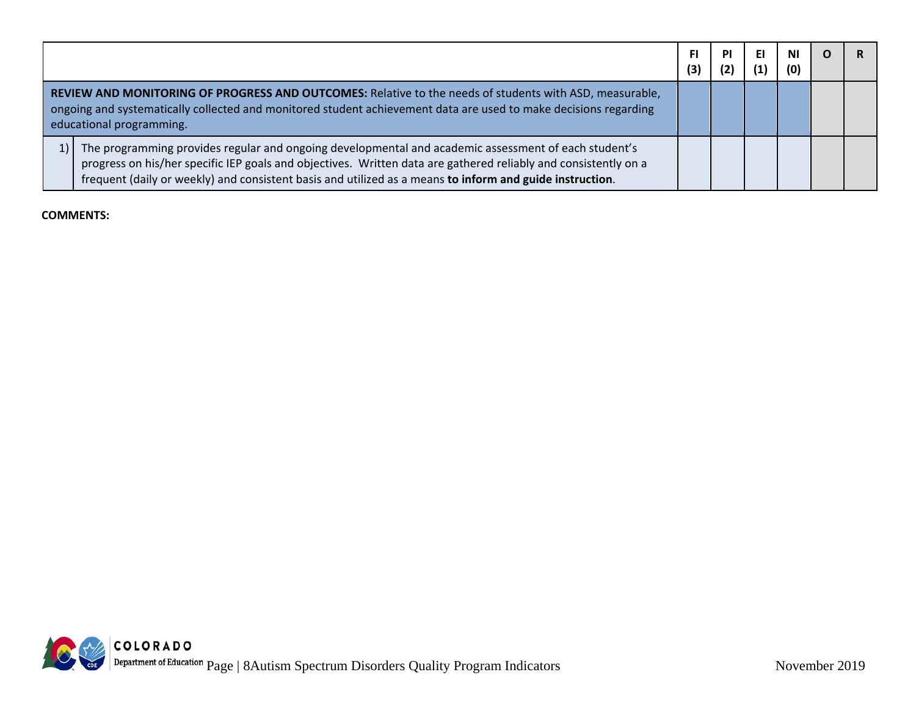| | | FI (3) | PI (2) | EI (1) | NI (0) | O | R |
|---|---|---|---|---|---|---|---|
| **REVIEW AND MONITORING OF PROGRESS AND OUTCOMES:** Relative to the needs of students with ASD, measurable, ongoing and systematically collected and monitored student achievement data are used to make decisions regarding educational programming. | | | | | | | |
| 1) | The programming provides regular and ongoing developmental and academic assessment of each student's progress on his/her specific IEP goals and objectives. Written data are gathered reliably and consistently on a frequent (daily or weekly) and consistent basis and utilized as a means **to inform and guide instruction**. | | | | | | |

**COMMENTS:**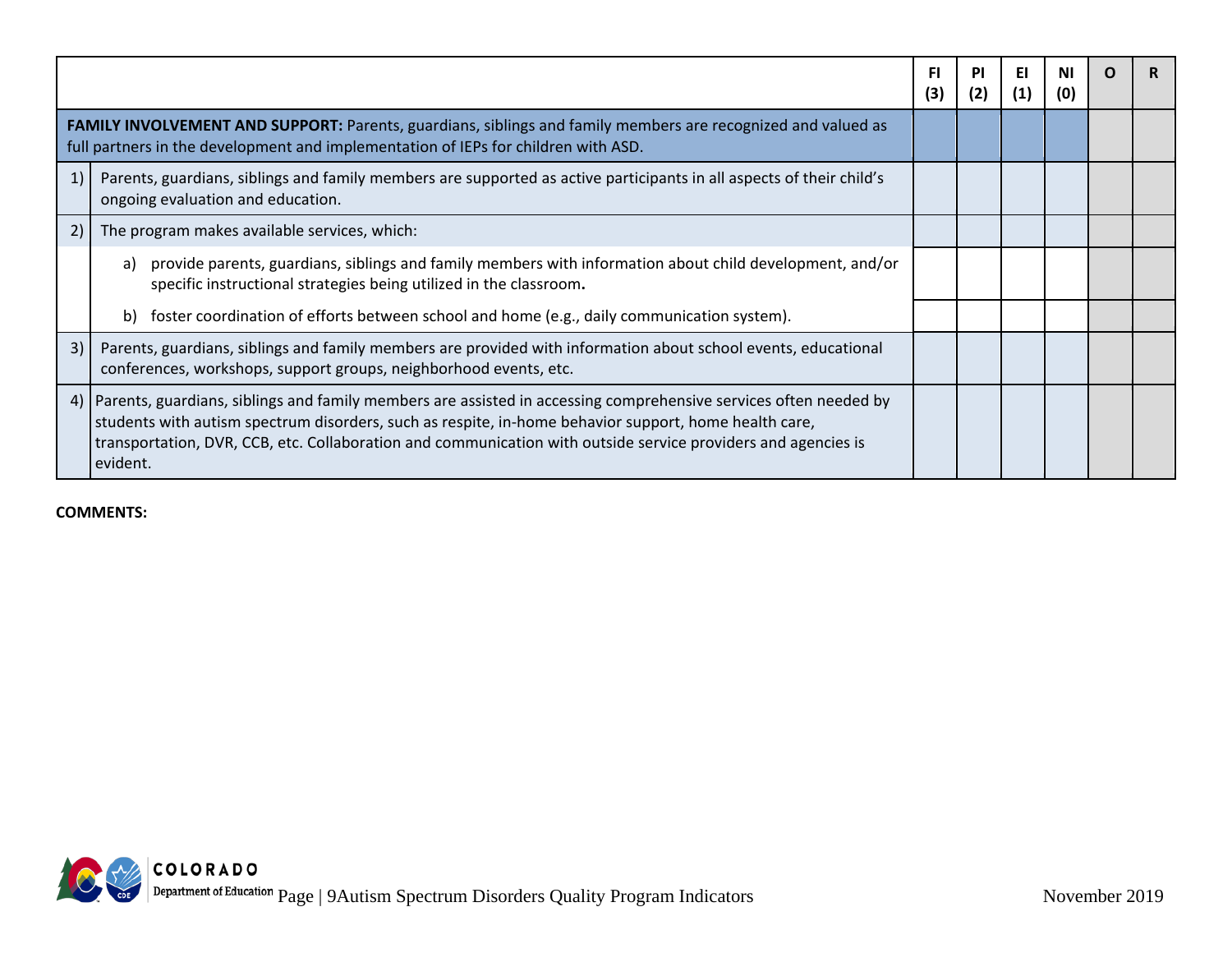| | | FI (3) | PI (2) | EI (1) | NI (0) | O | R |
|---|---|---|---|---|---|---|---|
| **FAMILY INVOLVEMENT AND SUPPORT:** Parents, guardians, siblings and family members are recognized and valued as full partners in the development and implementation of IEPs for children with ASD. | | | | | | | |
| 1) | Parents, guardians, siblings and family members are supported as active participants in all aspects of their child's ongoing evaluation and education. | | | | | | |
| 2) | The program makes available services, which: | | | | | | |
| | a) provide parents, guardians, siblings and family members with information about child development, and/or specific instructional strategies being utilized in the classroom**.** | | | | | | |
| | b) foster coordination of efforts between school and home (e.g., daily communication system). | | | | | | |
| 3) | Parents, guardians, siblings and family members are provided with information about school events, educational conferences, workshops, support groups, neighborhood events, etc. | | | | | | |
| 4) | Parents, guardians, siblings and family members are assisted in accessing comprehensive services often needed by students with autism spectrum disorders, such as respite, in-home behavior support, home health care, transportation, DVR, CCB, etc. Collaboration and communication with outside service providers and agencies is evident. | | | | | | |

**COMMENTS:**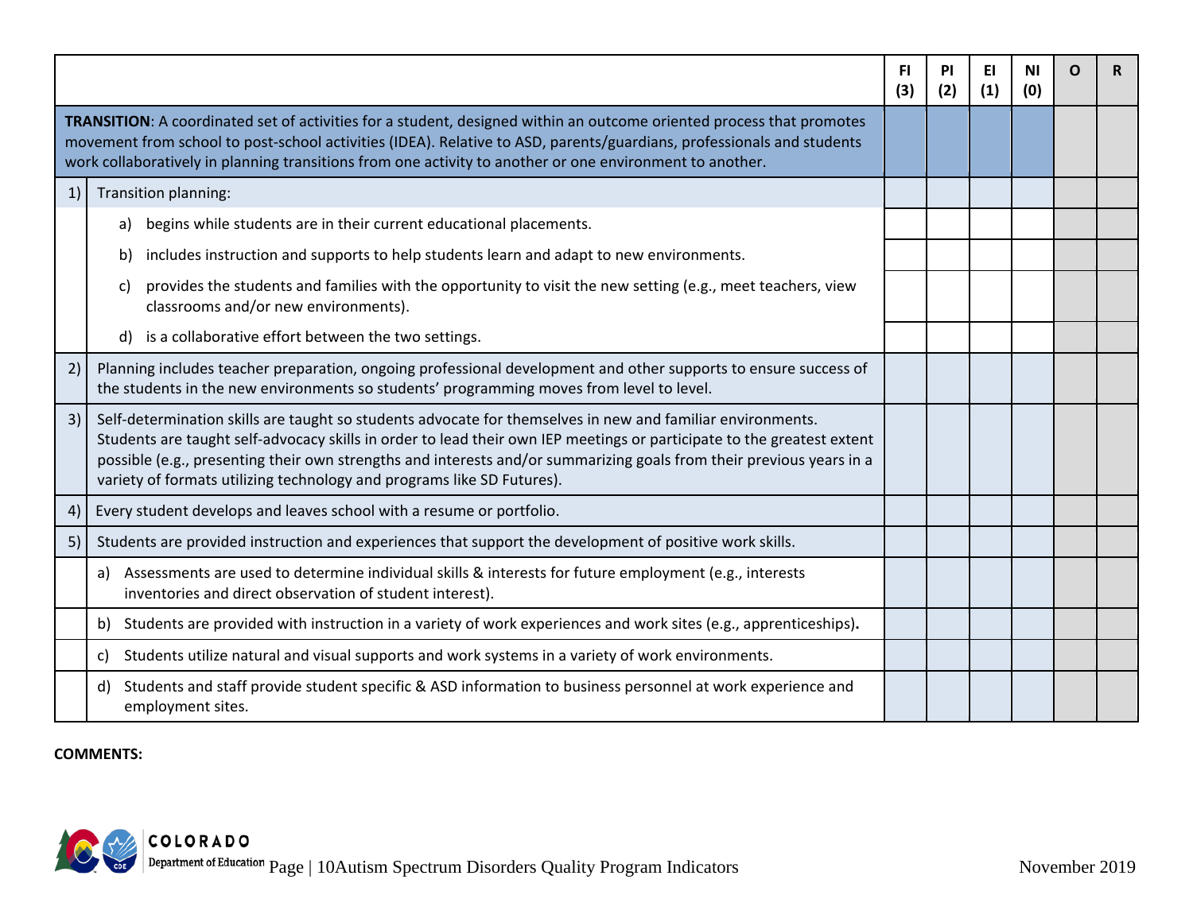| | FI (3) | PI (2) | EI (1) | NI (0) | O | R |
|---|---|---|---|---|---|---|
| **TRANSITION**: A coordinated set of activities for a student, designed within an outcome oriented process that promotes movement from school to post-school activities (IDEA). Relative to ASD, parents/guardians, professionals and students work collaboratively in planning transitions from one activity to another or one environment to another. | | | | | | |
| 1) Transition planning: | | | | | | |
| a) begins while students are in their current educational placements. | | | | | | |
| b) includes instruction and supports to help students learn and adapt to new environments. | | | | | | |
| c) provides the students and families with the opportunity to visit the new setting (e.g., meet teachers, view classrooms and/or new environments). | | | | | | |
| d) is a collaborative effort between the two settings. | | | | | | |
| 2) Planning includes teacher preparation, ongoing professional development and other supports to ensure success of the students in the new environments so students' programming moves from level to level. | | | | | | |
| 3) Self-determination skills are taught so students advocate for themselves in new and familiar environments. Students are taught self-advocacy skills in order to lead their own IEP meetings or participate to the greatest extent possible (e.g., presenting their own strengths and interests and/or summarizing goals from their previous years in a variety of formats utilizing technology and programs like SD Futures). | | | | | | |
| 4) Every student develops and leaves school with a resume or portfolio. | | | | | | |
| 5) Students are provided instruction and experiences that support the development of positive work skills. | | | | | | |
| a) Assessments are used to determine individual skills & interests for future employment (e.g., interests inventories and direct observation of student interest). | | | | | | |
| b) Students are provided with instruction in a variety of work experiences and work sites (e.g., apprenticeships). | | | | | | |
| c) Students utilize natural and visual supports and work systems in a variety of work environments. | | | | | | |
| d) Students and staff provide student specific & ASD information to business personnel at work experience and employment sites. | | | | | | |

**COMMENTS:**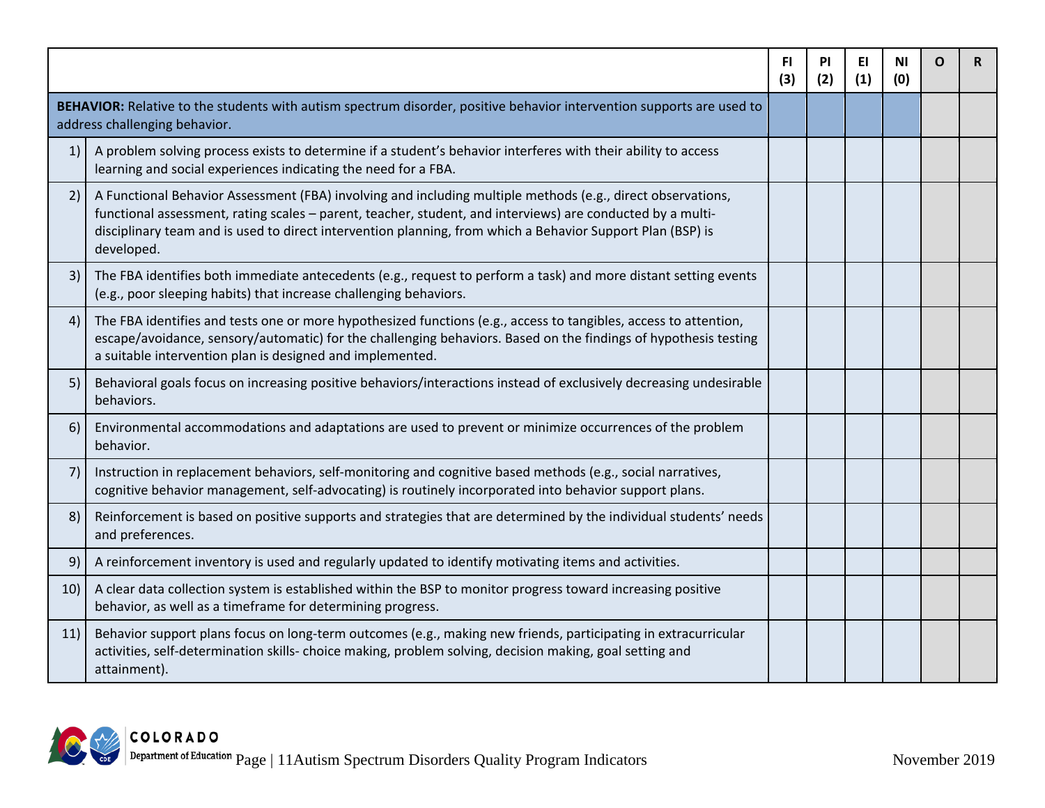| | | FI (3) | PI (2) | EI (1) | NI (0) | O | R |
|---|---|---|---|---|---|---|---|
| **BEHAVIOR:** Relative to the students with autism spectrum disorder, positive behavior intervention supports are used to address challenging behavior. | | | | | | | |
| 1) | A problem solving process exists to determine if a student's behavior interferes with their ability to access learning and social experiences indicating the need for a FBA. | | | | | | |
| 2) | A Functional Behavior Assessment (FBA) involving and including multiple methods (e.g., direct observations, functional assessment, rating scales – parent, teacher, student, and interviews) are conducted by a multi-disciplinary team and is used to direct intervention planning, from which a Behavior Support Plan (BSP) is developed. | | | | | | |
| 3) | The FBA identifies both immediate antecedents (e.g., request to perform a task) and more distant setting events (e.g., poor sleeping habits) that increase challenging behaviors. | | | | | | |
| 4) | The FBA identifies and tests one or more hypothesized functions (e.g., access to tangibles, access to attention, escape/avoidance, sensory/automatic) for the challenging behaviors. Based on the findings of hypothesis testing a suitable intervention plan is designed and implemented. | | | | | | |
| 5) | Behavioral goals focus on increasing positive behaviors/interactions instead of exclusively decreasing undesirable behaviors. | | | | | | |
| 6) | Environmental accommodations and adaptations are used to prevent or minimize occurrences of the problem behavior. | | | | | | |
| 7) | Instruction in replacement behaviors, self-monitoring and cognitive based methods (e.g., social narratives, cognitive behavior management, self-advocating) is routinely incorporated into behavior support plans. | | | | | | |
| 8) | Reinforcement is based on positive supports and strategies that are determined by the individual students' needs and preferences. | | | | | | |
| 9) | A reinforcement inventory is used and regularly updated to identify motivating items and activities. | | | | | | |
| 10) | A clear data collection system is established within the BSP to monitor progress toward increasing positive behavior, as well as a timeframe for determining progress. | | | | | | |
| 11) | Behavior support plans focus on long-term outcomes (e.g., making new friends, participating in extracurricular activities, self-determination skills- choice making, problem solving, decision making, goal setting and attainment). | | | | | | |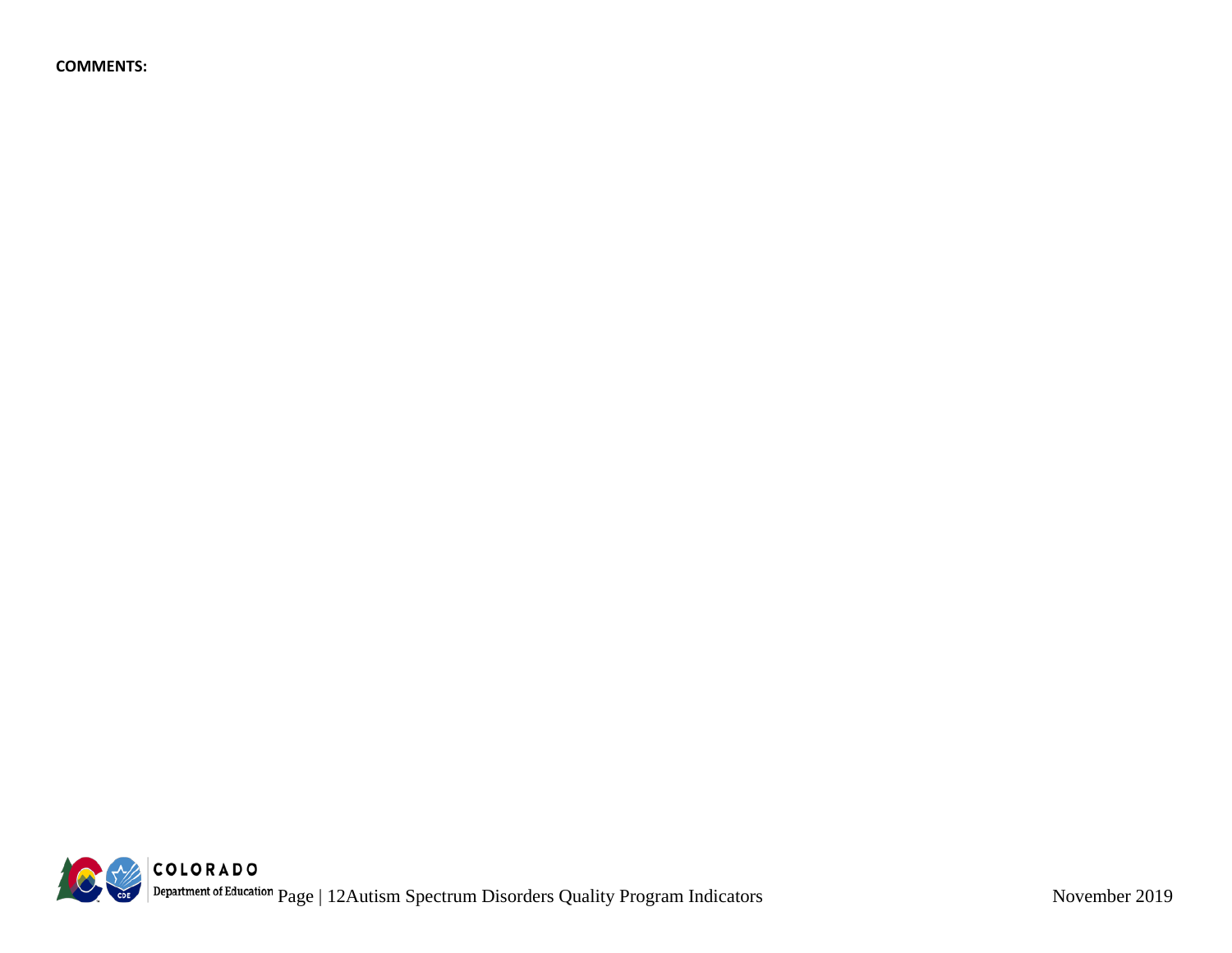**COMMENTS:**